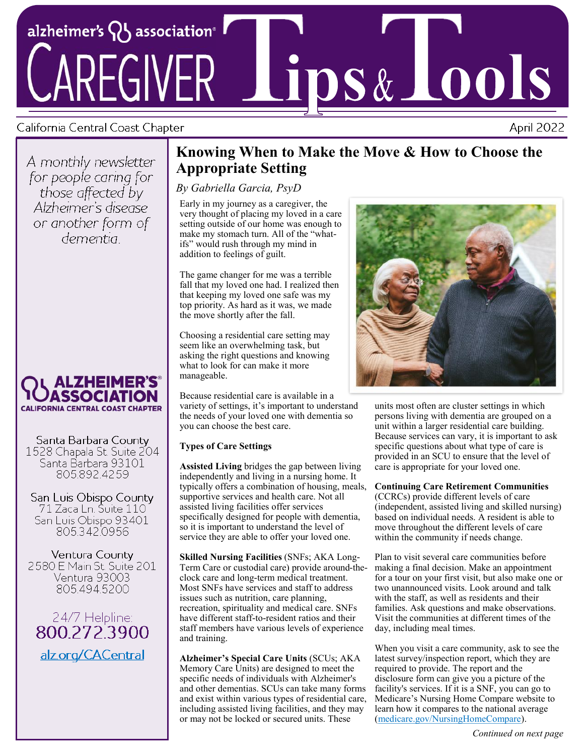# alzheimer's association® CAREGIVER Tips & Tools

California Central Coast Chapter — April 2022

*A monthly newsletter for people caring for those affected by Alzheimer's disease or another form of dementia.*

ALZHEIMER'S® ASSOCIATION
CALIFORNIA CENTRAL COAST CHAPTER

Santa Barbara County
1528 Chapala St. Suite 204
Santa Barbara 93101
805.892.4259

San Luis Obispo County
71 Zaca Ln. Suite 110
San Luis Obispo 93401
805.342.0956

Ventura County
2580 E Main St. Suite 201
Ventura 93003
805.494.5200

24/7 Helpline:
800.272.3900

alz.org/CACentral

## Knowing When to Make the Move & How to Choose the Appropriate Setting

*By Gabriella Garcia, PsyD*

Early in my journey as a caregiver, the very thought of placing my loved in a care setting outside of our home was enough to make my stomach turn. All of the "what-ifs" would rush through my mind in addition to feelings of guilt.

The game changer for me was a terrible fall that my loved one had. I realized then that keeping my loved one safe was my top priority. As hard as it was, we made the move shortly after the fall.

Choosing a residential care setting may seem like an overwhelming task, but asking the right questions and knowing what to look for can make it more manageable.

Because residential care is available in a variety of settings, it's important to understand the needs of your loved one with dementia so you can choose the best care.

**Types of Care Settings**

**Assisted Living** bridges the gap between living independently and living in a nursing home. It typically offers a combination of housing, meals, supportive services and health care. Not all assisted living facilities offer services specifically designed for people with dementia, so it is important to understand the level of service they are able to offer your loved one.

**Skilled Nursing Facilities** (SNFs; AKA Long-Term Care or custodial care) provide around-the-clock care and long-term medical treatment. Most SNFs have services and staff to address issues such as nutrition, care planning, recreation, spirituality and medical care. SNFs have different staff-to-resident ratios and their staff members have various levels of experience and training.

**Alzheimer's Special Care Units** (SCUs; AKA Memory Care Units) are designed to meet the specific needs of individuals with Alzheimer's and other dementias. SCUs can take many forms and exist within various types of residential care, including assisted living facilities, and they may or may not be locked or secured units. These units most often are cluster settings in which persons living with dementia are grouped on a unit within a larger residential care building. Because services can vary, it is important to ask specific questions about what type of care is provided in an SCU to ensure that the level of care is appropriate for your loved one.

**Continuing Care Retirement Communities** (CCRCs) provide different levels of care (independent, assisted living and skilled nursing) based on individual needs. A resident is able to move throughout the different levels of care within the community if needs change.

Plan to visit several care communities before making a final decision. Make an appointment for a tour on your first visit, but also make one or two unannounced visits. Look around and talk with the staff, as well as residents and their families. Ask questions and make observations. Visit the communities at different times of the day, including meal times.

When you visit a care community, ask to see the latest survey/inspection report, which they are required to provide. The report and the disclosure form can give you a picture of the facility's services. If it is a SNF, you can go to Medicare's Nursing Home Compare website to learn how it compares to the national average (medicare.gov/NursingHomeCompare).

*Continued on next page*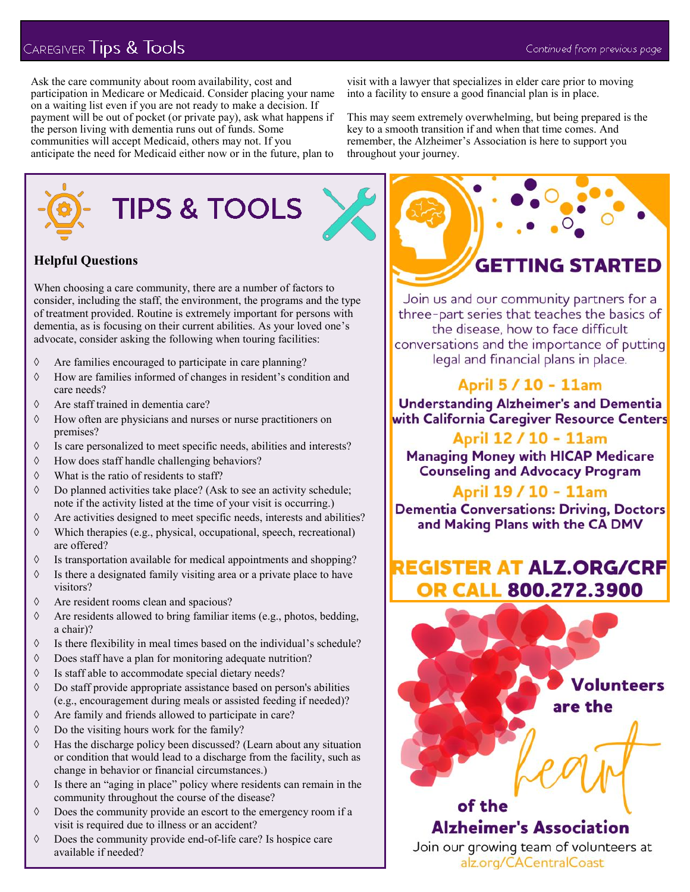Ask the care community about room availability, cost and participation in Medicare or Medicaid. Consider placing your name on a waiting list even if you are not ready to make a decision. If payment will be out of pocket (or private pay), ask what happens if the person living with dementia runs out of funds. Some communities will accept Medicaid, others may not. If you anticipate the need for Medicaid either now or in the future, plan to visit with a lawyer that specializes in elder care prior to moving into a facility to ensure a good financial plan is in place.

This may seem extremely overwhelming, but being prepared is the key to a smooth transition if and when that time comes. And remember, the Alzheimer's Association is here to support you throughout your journey.

# TIPS & TOOLS

### Helpful Questions

When choosing a care community, there are a number of factors to consider, including the staff, the environment, the programs and the type of treatment provided. Routine is extremely important for persons with dementia, as is focusing on their current abilities. As your loved one's advocate, consider asking the following when touring facilities:

- Are families encouraged to participate in care planning?
- How are families informed of changes in resident's condition and care needs?
- Are staff trained in dementia care?
- How often are physicians and nurses or nurse practitioners on premises?
- Is care personalized to meet specific needs, abilities and interests?
- How does staff handle challenging behaviors?
- What is the ratio of residents to staff?
- Do planned activities take place? (Ask to see an activity schedule; note if the activity listed at the time of your visit is occurring.)
- Are activities designed to meet specific needs, interests and abilities?
- Which therapies (e.g., physical, occupational, speech, recreational) are offered?
- Is transportation available for medical appointments and shopping?
- Is there a designated family visiting area or a private place to have visitors?
- Are resident rooms clean and spacious?
- Are residents allowed to bring familiar items (e.g., photos, bedding, a chair)?
- Is there flexibility in meal times based on the individual's schedule?
- Does staff have a plan for monitoring adequate nutrition?
- Is staff able to accommodate special dietary needs?
- Do staff provide appropriate assistance based on person's abilities (e.g., encouragement during meals or assisted feeding if needed)?
- Are family and friends allowed to participate in care?
- Do the visiting hours work for the family?
- Has the discharge policy been discussed? (Learn about any situation or condition that would lead to a discharge from the facility, such as change in behavior or financial circumstances.)
- Is there an "aging in place" policy where residents can remain in the community throughout the course of the disease?
- Does the community provide an escort to the emergency room if a visit is required due to illness or an accident?
- Does the community provide end-of-life care? Is hospice care available if needed?

# GETTING STARTED

Join us and our community partners for a three-part series that teaches the basics of the disease, how to face difficult conversations and the importance of putting legal and financial plans in place.

**April 5 / 10 - 11am**
**Understanding Alzheimer's and Dementia with California Caregiver Resource Centers**

**April 12 / 10 - 11am**
**Managing Money with HICAP Medicare Counseling and Advocacy Program**

**April 19 / 10 - 11am**
**Dementia Conversations: Driving, Doctors and Making Plans with the CA DMV**

**REGISTER AT ALZ.ORG/CRF OR CALL 800.272.3900**

**Volunteers are the heart of the Alzheimer's Association**

Join our growing team of volunteers at alz.org/CACentralCoast